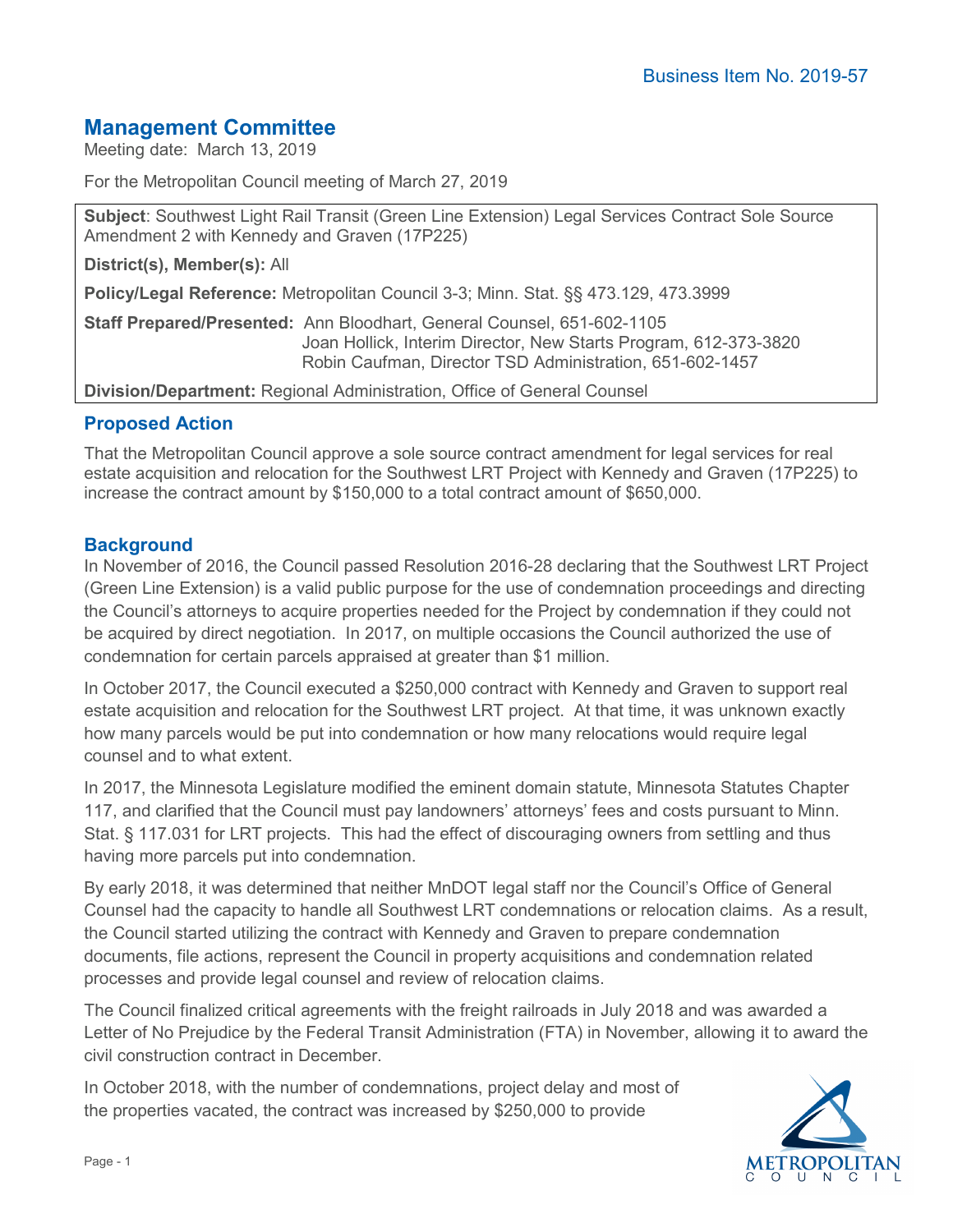Business Item No. 2019-57

## Management Committee

Meeting date: March 13, 2019

For the Metropolitan Council meeting of March 27, 2019

**Subject**: Southwest Light Rail Transit (Green Line Extension) Legal Services Contract Sole Source Amendment 2 with Kennedy and Graven (17P225)

**District(s), Member(s):** All

**Policy/Legal Reference:** Metropolitan Council 3-3; Minn. Stat. §§ 473.129, 473.3999

**Staff Prepared/Presented:** Ann Bloodhart, General Counsel, 651-602-1105
Joan Hollick, Interim Director, New Starts Program, 612-373-3820
Robin Caufman, Director TSD Administration, 651-602-1457

**Division/Department:** Regional Administration, Office of General Counsel

## Proposed Action

That the Metropolitan Council approve a sole source contract amendment for legal services for real estate acquisition and relocation for the Southwest LRT Project with Kennedy and Graven (17P225) to increase the contract amount by $150,000 to a total contract amount of $650,000.

## Background

In November of 2016, the Council passed Resolution 2016-28 declaring that the Southwest LRT Project (Green Line Extension) is a valid public purpose for the use of condemnation proceedings and directing the Council's attorneys to acquire properties needed for the Project by condemnation if they could not be acquired by direct negotiation. In 2017, on multiple occasions the Council authorized the use of condemnation for certain parcels appraised at greater than $1 million.

In October 2017, the Council executed a $250,000 contract with Kennedy and Graven to support real estate acquisition and relocation for the Southwest LRT project. At that time, it was unknown exactly how many parcels would be put into condemnation or how many relocations would require legal counsel and to what extent.

In 2017, the Minnesota Legislature modified the eminent domain statute, Minnesota Statutes Chapter 117, and clarified that the Council must pay landowners' attorneys' fees and costs pursuant to Minn. Stat. § 117.031 for LRT projects. This had the effect of discouraging owners from settling and thus having more parcels put into condemnation.

By early 2018, it was determined that neither MnDOT legal staff nor the Council's Office of General Counsel had the capacity to handle all Southwest LRT condemnations or relocation claims. As a result, the Council started utilizing the contract with Kennedy and Graven to prepare condemnation documents, file actions, represent the Council in property acquisitions and condemnation related processes and provide legal counsel and review of relocation claims.

The Council finalized critical agreements with the freight railroads in July 2018 and was awarded a Letter of No Prejudice by the Federal Transit Administration (FTA) in November, allowing it to award the civil construction contract in December.

In October 2018, with the number of condemnations, project delay and most of the properties vacated, the contract was increased by $250,000 to provide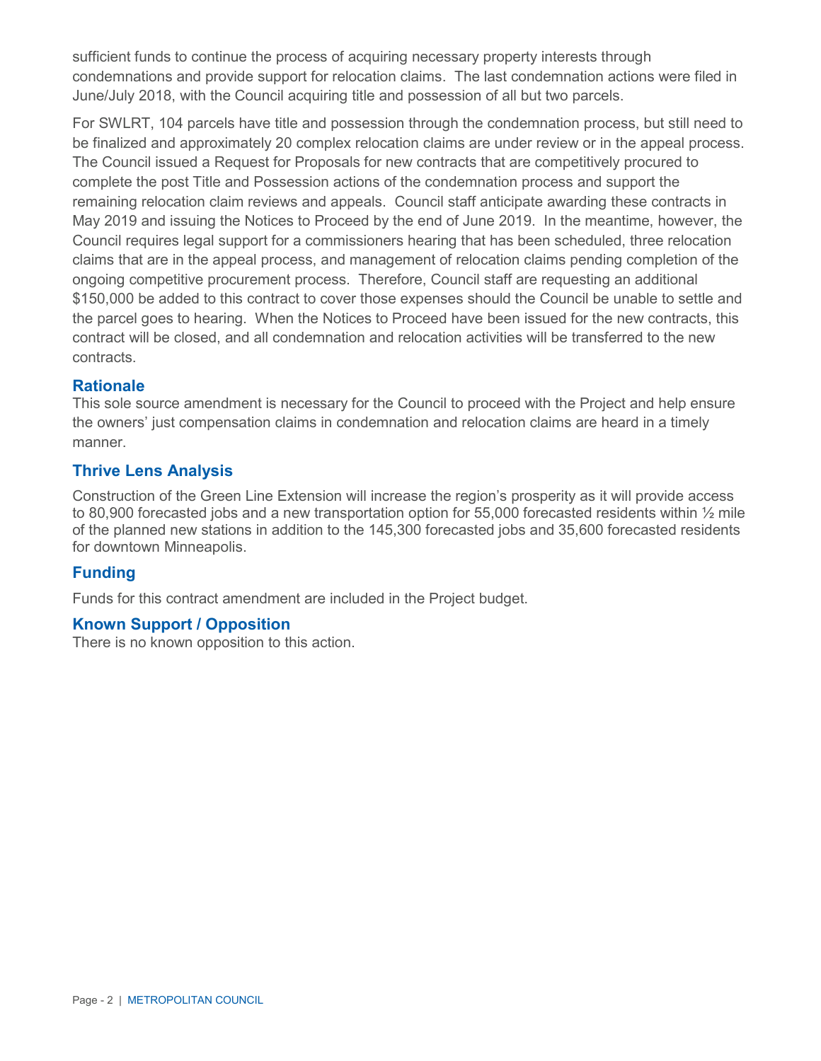sufficient funds to continue the process of acquiring necessary property interests through condemnations and provide support for relocation claims. The last condemnation actions were filed in June/July 2018, with the Council acquiring title and possession of all but two parcels.

For SWLRT, 104 parcels have title and possession through the condemnation process, but still need to be finalized and approximately 20 complex relocation claims are under review or in the appeal process. The Council issued a Request for Proposals for new contracts that are competitively procured to complete the post Title and Possession actions of the condemnation process and support the remaining relocation claim reviews and appeals. Council staff anticipate awarding these contracts in May 2019 and issuing the Notices to Proceed by the end of June 2019. In the meantime, however, the Council requires legal support for a commissioners hearing that has been scheduled, three relocation claims that are in the appeal process, and management of relocation claims pending completion of the ongoing competitive procurement process. Therefore, Council staff are requesting an additional $150,000 be added to this contract to cover those expenses should the Council be unable to settle and the parcel goes to hearing. When the Notices to Proceed have been issued for the new contracts, this contract will be closed, and all condemnation and relocation activities will be transferred to the new contracts.

## Rationale

This sole source amendment is necessary for the Council to proceed with the Project and help ensure the owners' just compensation claims in condemnation and relocation claims are heard in a timely manner.

## Thrive Lens Analysis

Construction of the Green Line Extension will increase the region's prosperity as it will provide access to 80,900 forecasted jobs and a new transportation option for 55,000 forecasted residents within ½ mile of the planned new stations in addition to the 145,300 forecasted jobs and 35,600 forecasted residents for downtown Minneapolis.

## Funding

Funds for this contract amendment are included in the Project budget.

## Known Support / Opposition

There is no known opposition to this action.